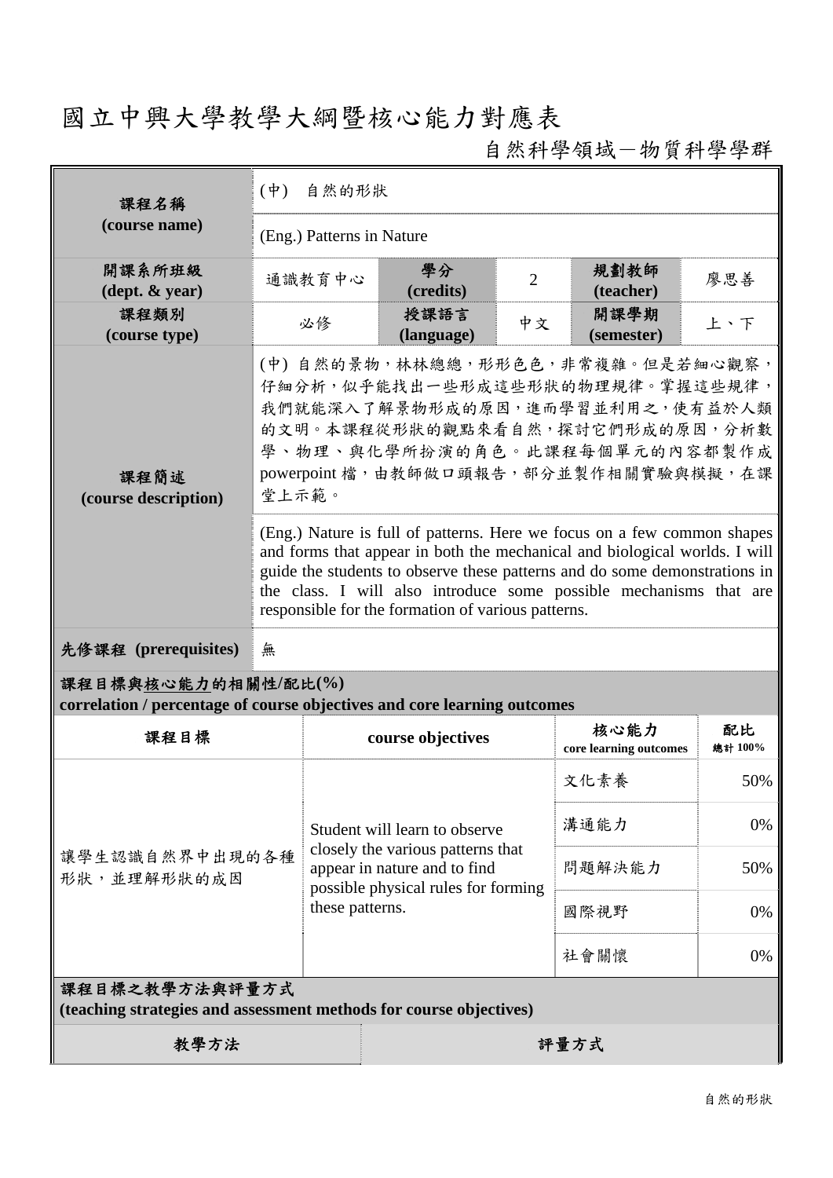# 國立中興大學教學大綱暨核心能力對應表

自然科學領域－物質科學學群

| | | | | | |
|---|---|---|---|---|---|
| **課程名稱 (course name)** | (中) 自然的形狀 | | | | |
| | (Eng.) Patterns in Nature | | | | |
| **開課系所班級 (dept. & year)** | 通識教育中心 | **學分 (credits)** | 2 | **規劃教師 (teacher)** | 廖思善 |
| **課程類別 (course type)** | 必修 | **授課語言 (language)** | 中文 | **開課學期 (semester)** | 上、下 |
| **課程簡述 (course description)** | (中) 自然的景物，林林總總，形形色色，非常複雜。但是若細心觀察，仔細分析，似乎能找出一些形成這些形狀的物理規律。掌握這些規律，我們就能深入了解景物形成的原因，進而學習並利用之，使有益於人類的文明。本課程從形狀的觀點來看自然，探討它們形成的原因，分析數學、物理、與化學所扮演的角色。此課程每個單元的內容都製作成powerpoint 檔，由教師做口頭報告，部分並製作相關實驗與模擬，在課堂上示範。 | | | | |
| | (Eng.) Nature is full of patterns. Here we focus on a few common shapes and forms that appear in both the mechanical and biological worlds. I will guide the students to observe these patterns and do some demonstrations in the class. I will also introduce some possible mechanisms that are responsible for the formation of various patterns. | | | | |
| **先修課程 (prerequisites)** | 無 | | | | |

**課程目標與核心能力的相關性/配比(%)**
**correlation / percentage of course objectives and core learning outcomes**

| 課程目標 | course objectives | 核心能力 core learning outcomes | 配比 總計 100% |
|---|---|---|---|
| 讓學生認識自然界中出現的各種形狀，並理解形狀的成因 | Student will learn to observe closely the various patterns that appear in nature and to find possible physical rules for forming these patterns. | 文化素養 | 50% |
| | | 溝通能力 | 0% |
| | | 問題解決能力 | 50% |
| | | 國際視野 | 0% |
| | | 社會關懷 | 0% |

**課程目標之教學方法與評量方式**
**(teaching strategies and assessment methods for course objectives)**

| 教學方法 | 評量方式 |
|---|---|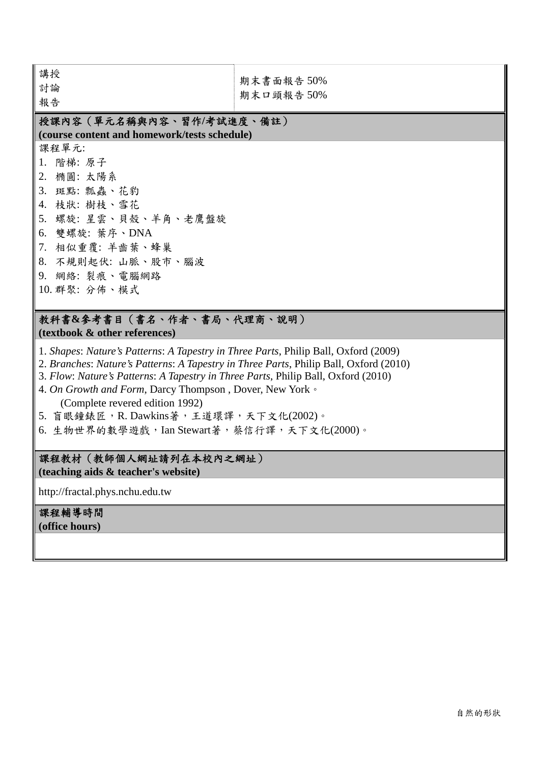| | |
|---|---|
| 講授<br>討論<br>報告 | 期末書面報告 50%<br>期末口頭報告 50% |

**授課內容（單元名稱與內容、習作/考試進度、備註）**
**(course content and homework/tests schedule)**

課程單元:

1. 階梯: 原子
2. 橢圓: 太陽系
3. 斑點: 瓢蟲、花豹
4. 枝狀: 樹枝、雪花
5. 螺旋: 星雲、貝殼、羊角、老鷹盤旋
6. 雙螺旋: 葉序、DNA
7. 相似重覆: 羊齒葉、蜂巢
8. 不規則起伏: 山脈、股市、腦波
9. 網絡: 裂痕、電腦網路
10. 群聚: 分佈、模式

**教科書&參考書目（書名、作者、書局、代理商、說明）**
**(textbook & other references)**

1. *Shapes*: *Nature's Patterns*: *A Tapestry in Three Parts*, Philip Ball, Oxford (2009)
2. *Branches*: *Nature's Patterns*: *A Tapestry in Three Parts*, Philip Ball, Oxford (2010)
3. *Flow*: *Nature's Patterns*: *A Tapestry in Three Parts*, Philip Ball, Oxford (2010)
4. *On Growth and Form*, Darcy Thompson , Dover, New York。
   (Complete revered edition 1992)
5. 盲眼鐘錶匠，R. Dawkins著，王道環譯，天下文化(2002)。
6. 生物世界的數學遊戲，Ian Stewart著，蔡信行譯，天下文化(2000)。

**課程教材（教師個人網址請列在本校內之網址）**
**(teaching aids & teacher's website)**

http://fractal.phys.nchu.edu.tw

**課程輔導時間**
**(office hours)**